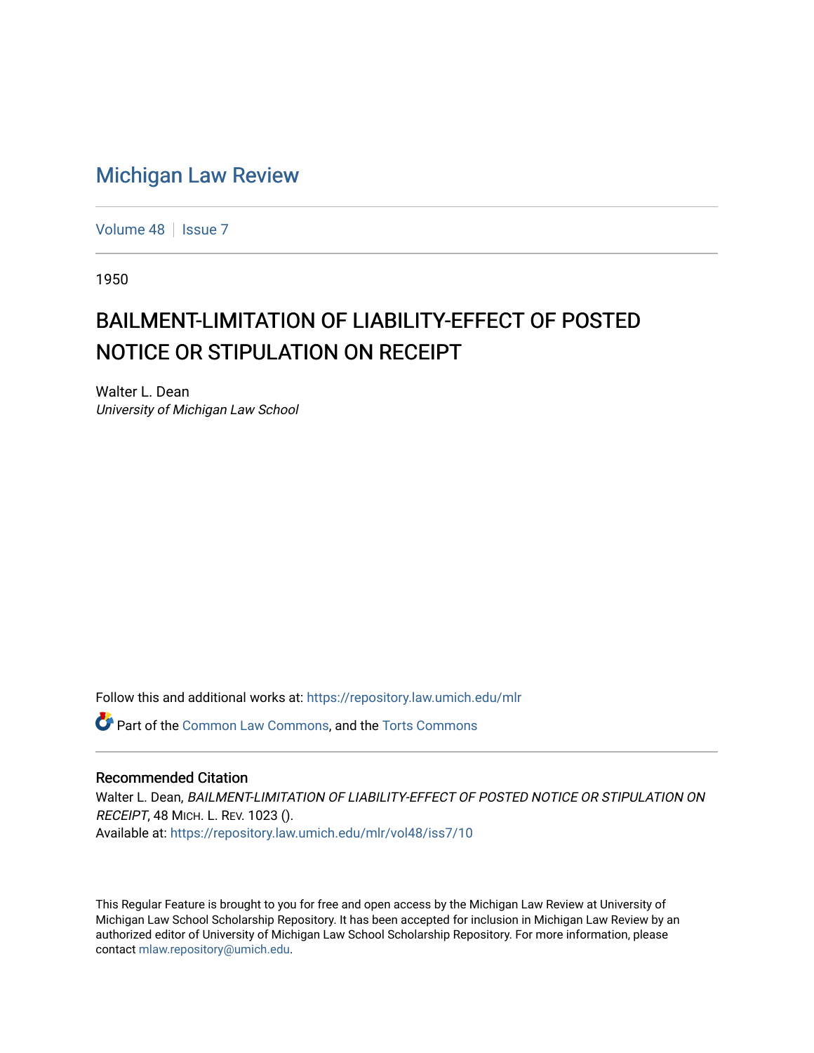# Michigan Law Review

Volume 48 | Issue 7

1950

## BAILMENT-LIMITATION OF LIABILITY-EFFECT OF POSTED NOTICE OR STIPULATION ON RECEIPT

Walter L. Dean
*University of Michigan Law School*

Follow this and additional works at: https://repository.law.umich.edu/mlr

Part of the Common Law Commons, and the Torts Commons

### Recommended Citation

Walter L. Dean, *BAILMENT-LIMITATION OF LIABILITY-EFFECT OF POSTED NOTICE OR STIPULATION ON RECEIPT*, 48 MICH. L. REV. 1023 ().
Available at: https://repository.law.umich.edu/mlr/vol48/iss7/10

This Regular Feature is brought to you for free and open access by the Michigan Law Review at University of Michigan Law School Scholarship Repository. It has been accepted for inclusion in Michigan Law Review by an authorized editor of University of Michigan Law School Scholarship Repository. For more information, please contact mlaw.repository@umich.edu.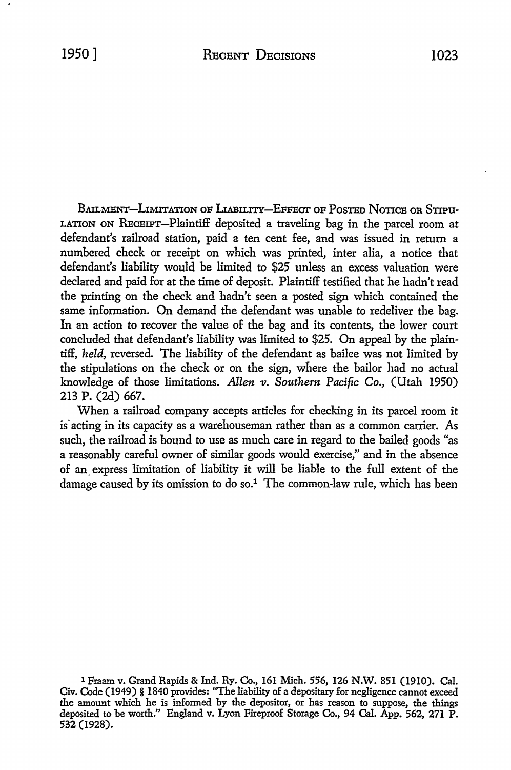BAILMENT—LIMITATION OF LIABILITY—EFFECT OF POSTED NOTICE OR STIPULATION ON RECEIPT—Plaintiff deposited a traveling bag in the parcel room at defendant's railroad station, paid a ten cent fee, and was issued in return a numbered check or receipt on which was printed, inter alia, a notice that defendant's liability would be limited to $25 unless an excess valuation were declared and paid for at the time of deposit. Plaintiff testified that he hadn't read the printing on the check and hadn't seen a posted sign which contained the same information. On demand the defendant was unable to redeliver the bag. In an action to recover the value of the bag and its contents, the lower court concluded that defendant's liability was limited to $25. On appeal by the plaintiff, *held,* reversed. The liability of the defendant as bailee was not limited by the stipulations on the check or on the sign, where the bailor had no actual knowledge of those limitations. *Allen v. Southern Pacific Co.,* (Utah 1950) 213 P. (2d) 667.

When a railroad company accepts articles for checking in its parcel room it is acting in its capacity as a warehouseman rather than as a common carrier. As such, the railroad is bound to use as much care in regard to the bailed goods "as a reasonably careful owner of similar goods would exercise," and in the absence of an express limitation of liability it will be liable to the full extent of the damage caused by its omission to do so.[1] The common-law rule, which has been

[1] Fraam v. Grand Rapids & Ind. Ry. Co., 161 Mich. 556, 126 N.W. 851 (1910). Cal. Civ. Code (1949) § 1840 provides: "The liability of a depositary for negligence cannot exceed the amount which he is informed by the depositor, or has reason to suppose, the things deposited to be worth." England v. Lyon Fireproof Storage Co., 94 Cal. App. 562, 271 P. 532 (1928).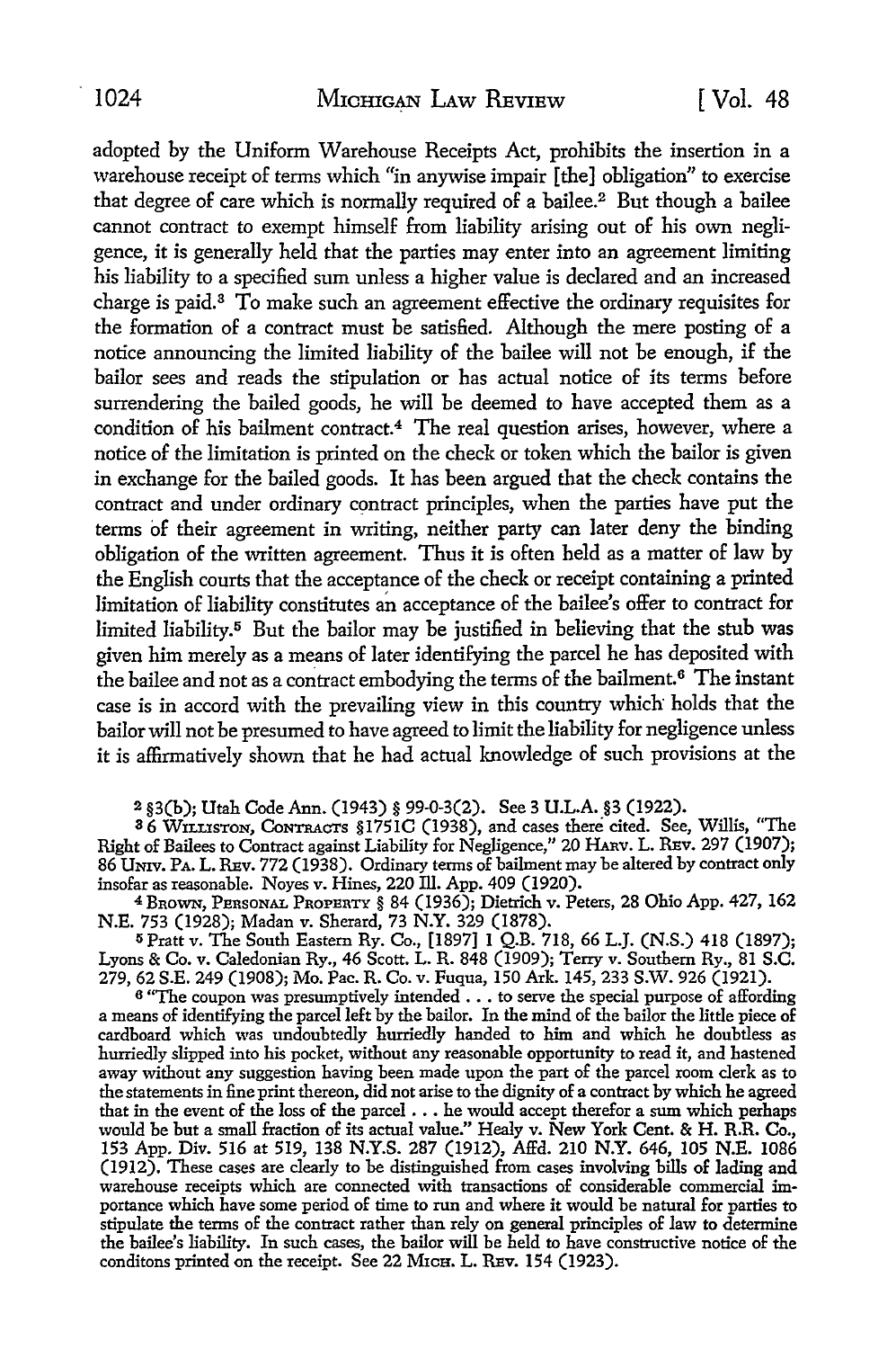adopted by the Uniform Warehouse Receipts Act, prohibits the insertion in a warehouse receipt of terms which "in anywise impair [the] obligation" to exercise that degree of care which is normally required of a bailee.[2] But though a bailee cannot contract to exempt himself from liability arising out of his own negligence, it is generally held that the parties may enter into an agreement limiting his liability to a specified sum unless a higher value is declared and an increased charge is paid.[3] To make such an agreement effective the ordinary requisites for the formation of a contract must be satisfied. Although the mere posting of a notice announcing the limited liability of the bailee will not be enough, if the bailor sees and reads the stipulation or has actual notice of its terms before surrendering the bailed goods, he will be deemed to have accepted them as a condition of his bailment contract.[4] The real question arises, however, where a notice of the limitation is printed on the check or token which the bailor is given in exchange for the bailed goods. It has been argued that the check contains the contract and under ordinary contract principles, when the parties have put the terms of their agreement in writing, neither party can later deny the binding obligation of the written agreement. Thus it is often held as a matter of law by the English courts that the acceptance of the check or receipt containing a printed limitation of liability constitutes an acceptance of the bailee's offer to contract for limited liability.[5] But the bailor may be justified in believing that the stub was given him merely as a means of later identifying the parcel he has deposited with the bailee and not as a contract embodying the terms of the bailment.[6] The instant case is in accord with the prevailing view in this country which holds that the bailor will not be presumed to have agreed to limit the liability for negligence unless it is affirmatively shown that he had actual knowledge of such provisions at the

[2] §3(b); Utah Code Ann. (1943) § 99-0-3(2). See 3 U.L.A. §3 (1922).

[3] 6 WILLISTON, CONTRACTS §1751C (1938), and cases there cited. See, Willis, "The Right of Bailees to Contract against Liability for Negligence," 20 HARV. L. REV. 297 (1907); 86 UNIV. PA. L. REV. 772 (1938). Ordinary terms of bailment may be altered by contract only insofar as reasonable. Noyes v. Hines, 220 Ill. App. 409 (1920).

[4] BROWN, PERSONAL PROPERTY § 84 (1936); Dietrich v. Peters, 28 Ohio App. 427, 162 N.E. 753 (1928); Madan v. Sherard, 73 N.Y. 329 (1878).

[5] Pratt v. The South Eastern Ry. Co., [1897] 1 Q.B. 718, 66 L.J. (N.S.) 418 (1897); Lyons & Co. v. Caledonian Ry., 46 Scott. L. R. 848 (1909); Terry v. Southern Ry., 81 S.C. 279, 62 S.E. 249 (1908); Mo. Pac. R. Co. v. Fuqua, 150 Ark. 145, 233 S.W. 926 (1921).

[6] "The coupon was presumptively intended . . . to serve the special purpose of affording a means of identifying the parcel left by the bailor. In the mind of the bailor the little piece of cardboard which was undoubtedly hurriedly handed to him and which he doubtless as hurriedly slipped into his pocket, without any reasonable opportunity to read it, and hastened away without any suggestion having been made upon the part of the parcel room clerk as to the statements in fine print thereon, did not arise to the dignity of a contract by which he agreed that in the event of the loss of the parcel . . . he would accept therefor a sum which perhaps would be but a small fraction of its actual value." Healy v. New York Cent. & H. R.R. Co., 153 App. Div. 516 at 519, 138 N.Y.S. 287 (1912), Affd. 210 N.Y. 646, 105 N.E. 1086 (1912). These cases are clearly to be distinguished from cases involving bills of lading and warehouse receipts which are connected with transactions of considerable commercial importance which have some period of time to run and where it would be natural for parties to stipulate the terms of the contract rather than rely on general principles of law to determine the bailee's liability. In such cases, the bailor will be held to have constructive notice of the conditons printed on the receipt. See 22 MICH. L. REV. 154 (1923).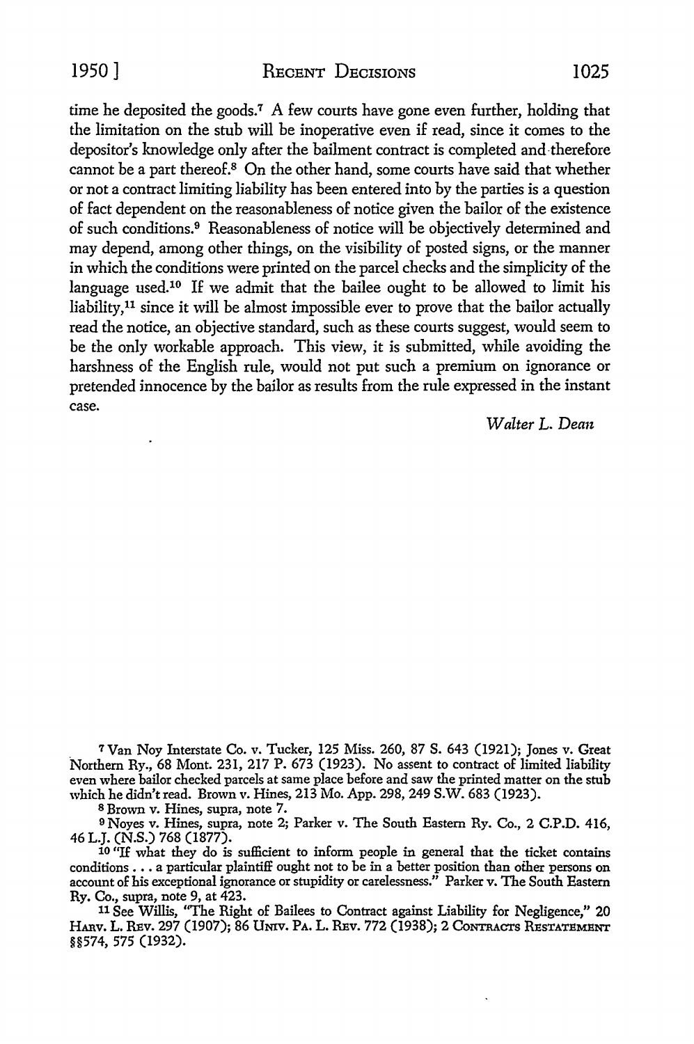time he deposited the goods.[7] A few courts have gone even further, holding that the limitation on the stub will be inoperative even if read, since it comes to the depositor's knowledge only after the bailment contract is completed and therefore cannot be a part thereof.[8] On the other hand, some courts have said that whether or not a contract limiting liability has been entered into by the parties is a question of fact dependent on the reasonableness of notice given the bailor of the existence of such conditions.[9] Reasonableness of notice will be objectively determined and may depend, among other things, on the visibility of posted signs, or the manner in which the conditions were printed on the parcel checks and the simplicity of the language used.[10] If we admit that the bailee ought to be allowed to limit his liability,[11] since it will be almost impossible ever to prove that the bailor actually read the notice, an objective standard, such as these courts suggest, would seem to be the only workable approach. This view, it is submitted, while avoiding the harshness of the English rule, would not put such a premium on ignorance or pretended innocence by the bailor as results from the rule expressed in the instant case.

*Walter L. Dean*

---

[7] Van Noy Interstate Co. v. Tucker, 125 Miss. 260, 87 S. 643 (1921); Jones v. Great Northern Ry., 68 Mont. 231, 217 P. 673 (1923). No assent to contract of limited liability even where bailor checked parcels at same place before and saw the printed matter on the stub which he didn't read. Brown v. Hines, 213 Mo. App. 298, 249 S.W. 683 (1923).

[8] Brown v. Hines, supra, note 7.

[9] Noyes v. Hines, supra, note 2; Parker v. The South Eastern Ry. Co., 2 C.P.D. 416, 46 L.J. (N.S.) 768 (1877).

[10] "If what they do is sufficient to inform people in general that the ticket contains conditions . . . a particular plaintiff ought not to be in a better position than other persons on account of his exceptional ignorance or stupidity or carelessness." Parker v. The South Eastern Ry. Co., supra, note 9, at 423.

[11] See Willis, "The Right of Bailees to Contract against Liability for Negligence," 20 HARV. L. REV. 297 (1907); 86 UNIV. PA. L. REV. 772 (1938); 2 CONTRACTS RESTATEMENT §§574, 575 (1932).